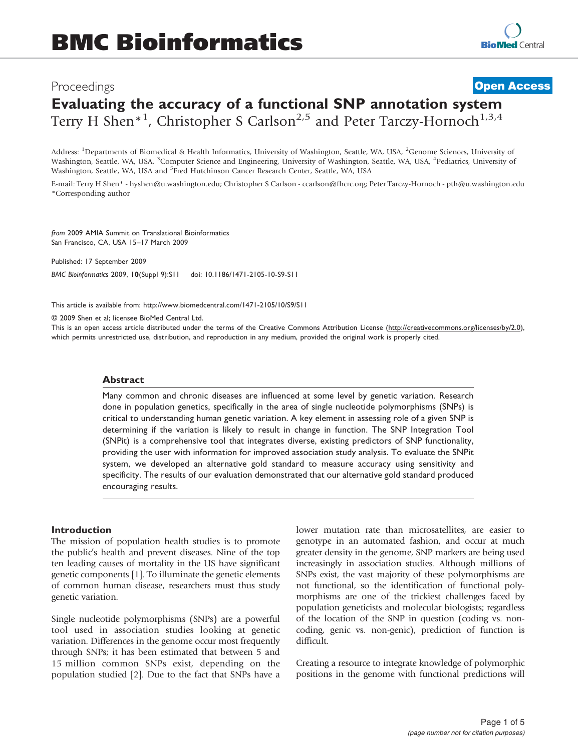# BMC Bioinformatics

Proceedings

**Open Access**

# Evaluating the accuracy of a functional SNP annotation system

Terry H Shen*[1], Christopher S Carlson[2,5] and Peter Tarczy-Hornoch[1,3,4]

Address: [1]Departments of Biomedical & Health Informatics, University of Washington, Seattle, WA, USA, [2]Genome Sciences, University of Washington, Seattle, WA, USA, [3]Computer Science and Engineering, University of Washington, Seattle, WA, USA, [4]Pediatrics, University of Washington, Seattle, WA, USA and [5]Fred Hutchinson Cancer Research Center, Seattle, WA, USA

E-mail: Terry H Shen* - hyshen@u.washington.edu; Christopher S Carlson - ccarlson@fhcrc.org; Peter Tarczy-Hornoch - pth@u.washington.edu
*Corresponding author

*from* 2009 AMIA Summit on Translational Bioinformatics
San Francisco, CA, USA 15–17 March 2009

Published: 17 September 2009

*BMC Bioinformatics* 2009, **10**(Suppl 9):S11 doi: 10.1186/1471-2105-10-S9-S11

This article is available from: http://www.biomedcentral.com/1471-2105/10/S9/S11

© 2009 Shen et al; licensee BioMed Central Ltd.
This is an open access article distributed under the terms of the Creative Commons Attribution License (http://creativecommons.org/licenses/by/2.0), which permits unrestricted use, distribution, and reproduction in any medium, provided the original work is properly cited.

## Abstract

Many common and chronic diseases are influenced at some level by genetic variation. Research done in population genetics, specifically in the area of single nucleotide polymorphisms (SNPs) is critical to understanding human genetic variation. A key element in assessing role of a given SNP is determining if the variation is likely to result in change in function. The SNP Integration Tool (SNPit) is a comprehensive tool that integrates diverse, existing predictors of SNP functionality, providing the user with information for improved association study analysis. To evaluate the SNPit system, we developed an alternative gold standard to measure accuracy using sensitivity and specificity. The results of our evaluation demonstrated that our alternative gold standard produced encouraging results.

## Introduction

The mission of population health studies is to promote the public's health and prevent diseases. Nine of the top ten leading causes of mortality in the US have significant genetic components [1]. To illuminate the genetic elements of common human disease, researchers must thus study genetic variation.

Single nucleotide polymorphisms (SNPs) are a powerful tool used in association studies looking at genetic variation. Differences in the genome occur most frequently through SNPs; it has been estimated that between 5 and 15 million common SNPs exist, depending on the population studied [2]. Due to the fact that SNPs have a lower mutation rate than microsatellites, are easier to genotype in an automated fashion, and occur at much greater density in the genome, SNP markers are being used increasingly in association studies. Although millions of SNPs exist, the vast majority of these polymorphisms are not functional, so the identification of functional polymorphisms are one of the trickiest challenges faced by population geneticists and molecular biologists; regardless of the location of the SNP in question (coding vs. non-coding, genic vs. non-genic), prediction of function is difficult.

Creating a resource to integrate knowledge of polymorphic positions in the genome with functional predictions will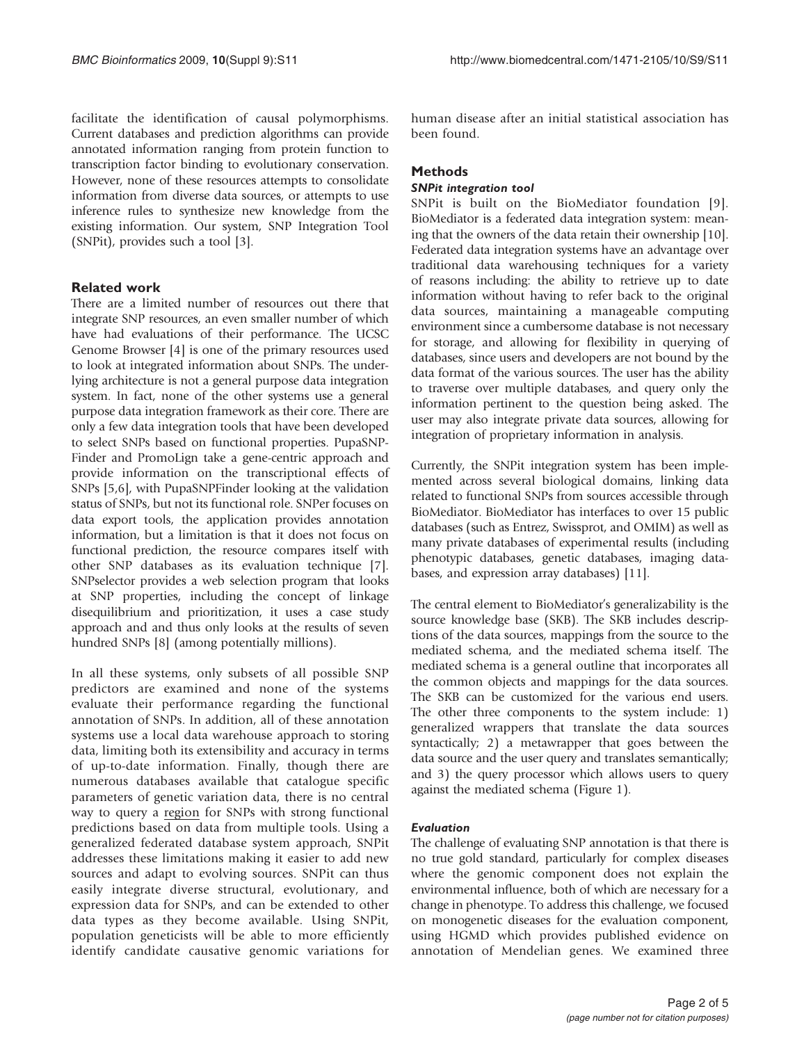facilitate the identification of causal polymorphisms. Current databases and prediction algorithms can provide annotated information ranging from protein function to transcription factor binding to evolutionary conservation. However, none of these resources attempts to consolidate information from diverse data sources, or attempts to use inference rules to synthesize new knowledge from the existing information. Our system, SNP Integration Tool (SNPit), provides such a tool [3].

## Related work

There are a limited number of resources out there that integrate SNP resources, an even smaller number of which have had evaluations of their performance. The UCSC Genome Browser [4] is one of the primary resources used to look at integrated information about SNPs. The underlying architecture is not a general purpose data integration system. In fact, none of the other systems use a general purpose data integration framework as their core. There are only a few data integration tools that have been developed to select SNPs based on functional properties. PupaSNP-Finder and PromoLign take a gene-centric approach and provide information on the transcriptional effects of SNPs [5,6], with PupaSNPFinder looking at the validation status of SNPs, but not its functional role. SNPer focuses on data export tools, the application provides annotation information, but a limitation is that it does not focus on functional prediction, the resource compares itself with other SNP databases as its evaluation technique [7]. SNPselector provides a web selection program that looks at SNP properties, including the concept of linkage disequilibrium and prioritization, it uses a case study approach and and thus only looks at the results of seven hundred SNPs [8] (among potentially millions).

In all these systems, only subsets of all possible SNP predictors are examined and none of the systems evaluate their performance regarding the functional annotation of SNPs. In addition, all of these annotation systems use a local data warehouse approach to storing data, limiting both its extensibility and accuracy in terms of up-to-date information. Finally, though there are numerous databases available that catalogue specific parameters of genetic variation data, there is no central way to query a region for SNPs with strong functional predictions based on data from multiple tools. Using a generalized federated database system approach, SNPit addresses these limitations making it easier to add new sources and adapt to evolving sources. SNPit can thus easily integrate diverse structural, evolutionary, and expression data for SNPs, and can be extended to other data types as they become available. Using SNPit, population geneticists will be able to more efficiently identify candidate causative genomic variations for human disease after an initial statistical association has been found.

## Methods

### *SNPit integration tool*

SNPit is built on the BioMediator foundation [9]. BioMediator is a federated data integration system: meaning that the owners of the data retain their ownership [10]. Federated data integration systems have an advantage over traditional data warehousing techniques for a variety of reasons including: the ability to retrieve up to date information without having to refer back to the original data sources, maintaining a manageable computing environment since a cumbersome database is not necessary for storage, and allowing for flexibility in querying of databases, since users and developers are not bound by the data format of the various sources. The user has the ability to traverse over multiple databases, and query only the information pertinent to the question being asked. The user may also integrate private data sources, allowing for integration of proprietary information in analysis.

Currently, the SNPit integration system has been implemented across several biological domains, linking data related to functional SNPs from sources accessible through BioMediator. BioMediator has interfaces to over 15 public databases (such as Entrez, Swissprot, and OMIM) as well as many private databases of experimental results (including phenotypic databases, genetic databases, imaging databases, and expression array databases) [11].

The central element to BioMediator's generalizability is the source knowledge base (SKB). The SKB includes descriptions of the data sources, mappings from the source to the mediated schema, and the mediated schema itself. The mediated schema is a general outline that incorporates all the common objects and mappings for the data sources. The SKB can be customized for the various end users. The other three components to the system include: 1) generalized wrappers that translate the data sources syntactically; 2) a metawrapper that goes between the data source and the user query and translates semantically; and 3) the query processor which allows users to query against the mediated schema (Figure 1).

### *Evaluation*

The challenge of evaluating SNP annotation is that there is no true gold standard, particularly for complex diseases where the genomic component does not explain the environmental influence, both of which are necessary for a change in phenotype. To address this challenge, we focused on monogenetic diseases for the evaluation component, using HGMD which provides published evidence on annotation of Mendelian genes. We examined three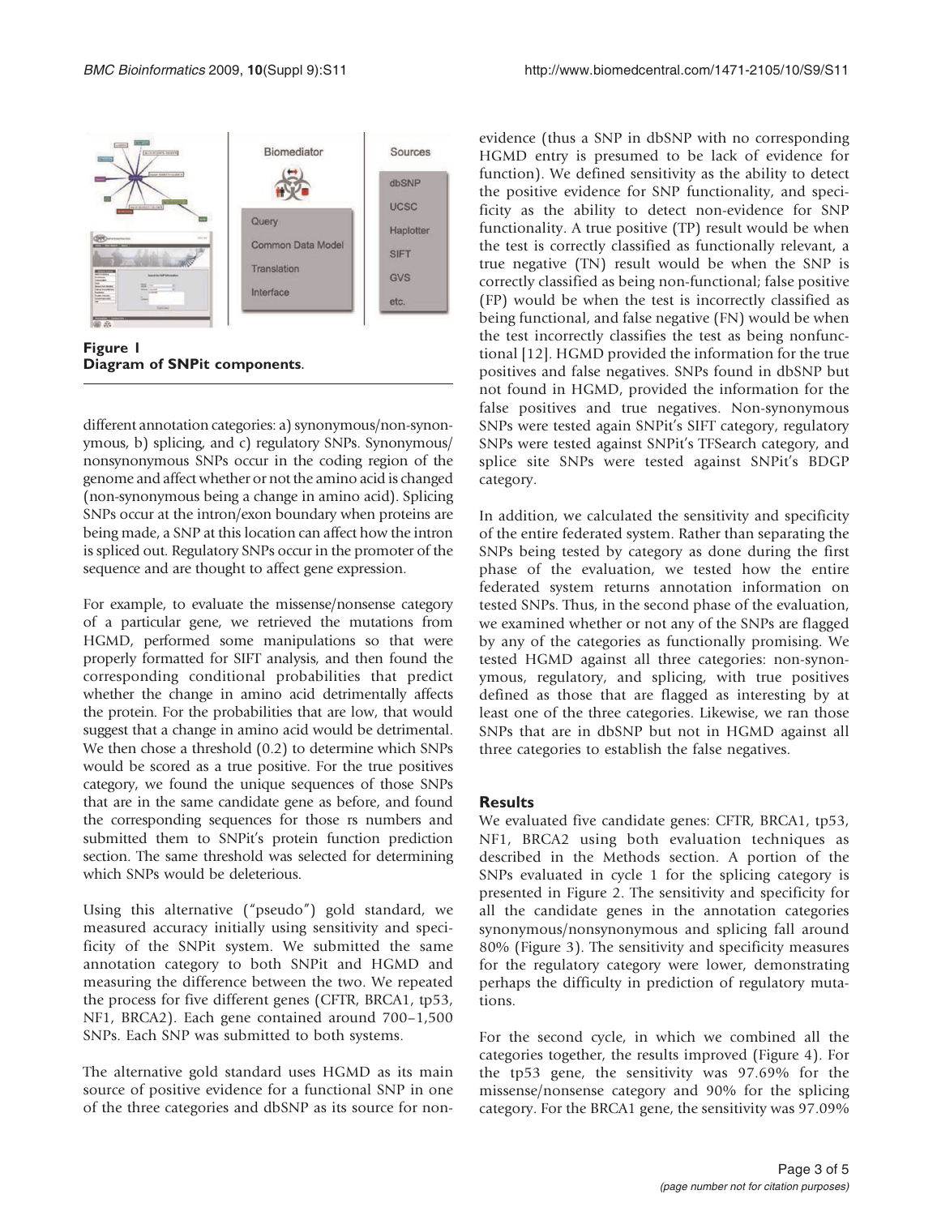**Figure 1**
**Diagram of SNPit components**.

different annotation categories: a) synonymous/non-synonymous, b) splicing, and c) regulatory SNPs. Synonymous/nonsynonymous SNPs occur in the coding region of the genome and affect whether or not the amino acid is changed (non-synonymous being a change in amino acid). Splicing SNPs occur at the intron/exon boundary when proteins are being made, a SNP at this location can affect how the intron is spliced out. Regulatory SNPs occur in the promoter of the sequence and are thought to affect gene expression.

For example, to evaluate the missense/nonsense category of a particular gene, we retrieved the mutations from HGMD, performed some manipulations so that were properly formatted for SIFT analysis, and then found the corresponding conditional probabilities that predict whether the change in amino acid detrimentally affects the protein. For the probabilities that are low, that would suggest that a change in amino acid would be detrimental. We then chose a threshold (0.2) to determine which SNPs would be scored as a true positive. For the true positives category, we found the unique sequences of those SNPs that are in the same candidate gene as before, and found the corresponding sequences for those rs numbers and submitted them to SNPit's protein function prediction section. The same threshold was selected for determining which SNPs would be deleterious.

Using this alternative ("pseudo") gold standard, we measured accuracy initially using sensitivity and specificity of the SNPit system. We submitted the same annotation category to both SNPit and HGMD and measuring the difference between the two. We repeated the process for five different genes (CFTR, BRCA1, tp53, NF1, BRCA2). Each gene contained around 700–1,500 SNPs. Each SNP was submitted to both systems.

The alternative gold standard uses HGMD as its main source of positive evidence for a functional SNP in one of the three categories and dbSNP as its source for non-evidence (thus a SNP in dbSNP with no corresponding HGMD entry is presumed to be lack of evidence for function). We defined sensitivity as the ability to detect the positive evidence for SNP functionality, and specificity as the ability to detect non-evidence for SNP functionality. A true positive (TP) result would be when the test is correctly classified as functionally relevant, a true negative (TN) result would be when the SNP is correctly classified as being non-functional; false positive (FP) would be when the test is incorrectly classified as being functional, and false negative (FN) would be when the test incorrectly classifies the test as being nonfunctional [12]. HGMD provided the information for the true positives and false negatives. SNPs found in dbSNP but not found in HGMD, provided the information for the false positives and true negatives. Non-synonymous SNPs were tested again SNPit's SIFT category, regulatory SNPs were tested against SNPit's TFSearch category, and splice site SNPs were tested against SNPit's BDGP category.

In addition, we calculated the sensitivity and specificity of the entire federated system. Rather than separating the SNPs being tested by category as done during the first phase of the evaluation, we tested how the entire federated system returns annotation information on tested SNPs. Thus, in the second phase of the evaluation, we examined whether or not any of the SNPs are flagged by any of the categories as functionally promising. We tested HGMD against all three categories: non-synonymous, regulatory, and splicing, with true positives defined as those that are flagged as interesting by at least one of the three categories. Likewise, we ran those SNPs that are in dbSNP but not in HGMD against all three categories to establish the false negatives.

## Results

We evaluated five candidate genes: CFTR, BRCA1, tp53, NF1, BRCA2 using both evaluation techniques as described in the Methods section. A portion of the SNPs evaluated in cycle 1 for the splicing category is presented in Figure 2. The sensitivity and specificity for all the candidate genes in the annotation categories synonymous/nonsynonymous and splicing fall around 80% (Figure 3). The sensitivity and specificity measures for the regulatory category were lower, demonstrating perhaps the difficulty in prediction of regulatory mutations.

For the second cycle, in which we combined all the categories together, the results improved (Figure 4). For the tp53 gene, the sensitivity was 97.69% for the missense/nonsense category and 90% for the splicing category. For the BRCA1 gene, the sensitivity was 97.09%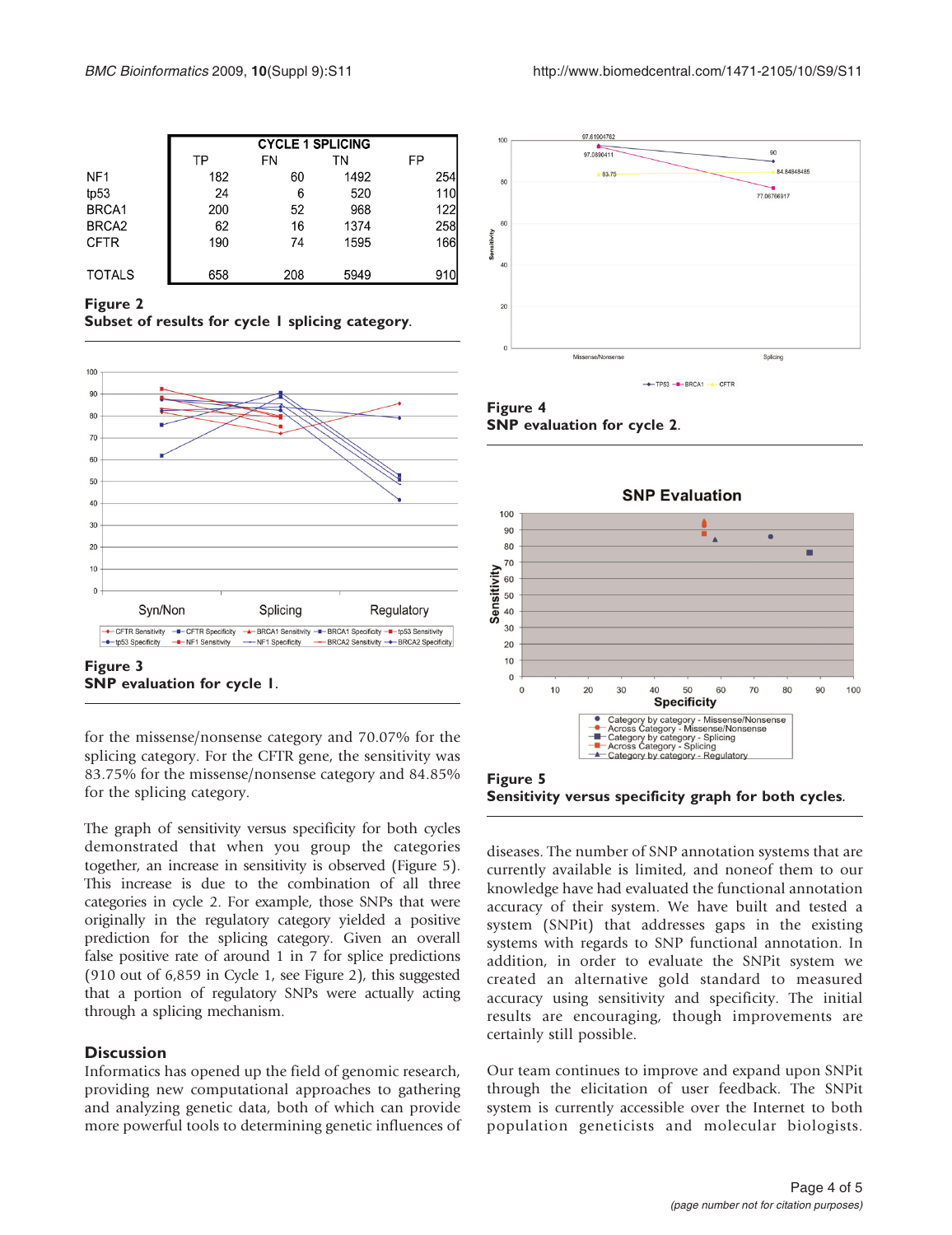| | CYCLE 1 SPLICING | | | |
|---|---|---|---|---|
| | TP | FN | TN | FP |
| NF1 | 182 | 60 | 1492 | 254 |
| tp53 | 24 | 6 | 520 | 110 |
| BRCA1 | 200 | 52 | 968 | 122 |
| BRCA2 | 62 | 16 | 1374 | 258 |
| CFTR | 190 | 74 | 1595 | 166 |
| TOTALS | 658 | 208 | 5949 | 910 |

**Figure 2**
**Subset of results for cycle 1 splicing category.**

**Figure 3**
**SNP evaluation for cycle 1.**

**Figure 4**
**SNP evaluation for cycle 2.**

**Figure 5**
**Sensitivity versus specificity graph for both cycles.**

for the missense/nonsense category and 70.07% for the splicing category. For the CFTR gene, the sensitivity was 83.75% for the missense/nonsense category and 84.85% for the splicing category.

The graph of sensitivity versus specificity for both cycles demonstrated that when you group the categories together, an increase in sensitivity is observed (Figure 5). This increase is due to the combination of all three categories in cycle 2. For example, those SNPs that were originally in the regulatory category yielded a positive prediction for the splicing category. Given an overall false positive rate of around 1 in 7 for splice predictions (910 out of 6,859 in Cycle 1, see Figure 2), this suggested that a portion of regulatory SNPs were actually acting through a splicing mechanism.

## Discussion

Informatics has opened up the field of genomic research, providing new computational approaches to gathering and analyzing genetic data, both of which can provide more powerful tools to determining genetic influences of diseases. The number of SNP annotation systems that are currently available is limited, and noneof them to our knowledge have had evaluated the functional annotation accuracy of their system. We have built and tested a system (SNPit) that addresses gaps in the existing systems with regards to SNP functional annotation. In addition, in order to evaluate the SNPit system we created an alternative gold standard to measured accuracy using sensitivity and specificity. The initial results are encouraging, though improvements are certainly still possible.

Our team continues to improve and expand upon SNPit through the elicitation of user feedback. The SNPit system is currently accessible over the Internet to both population geneticists and molecular biologists.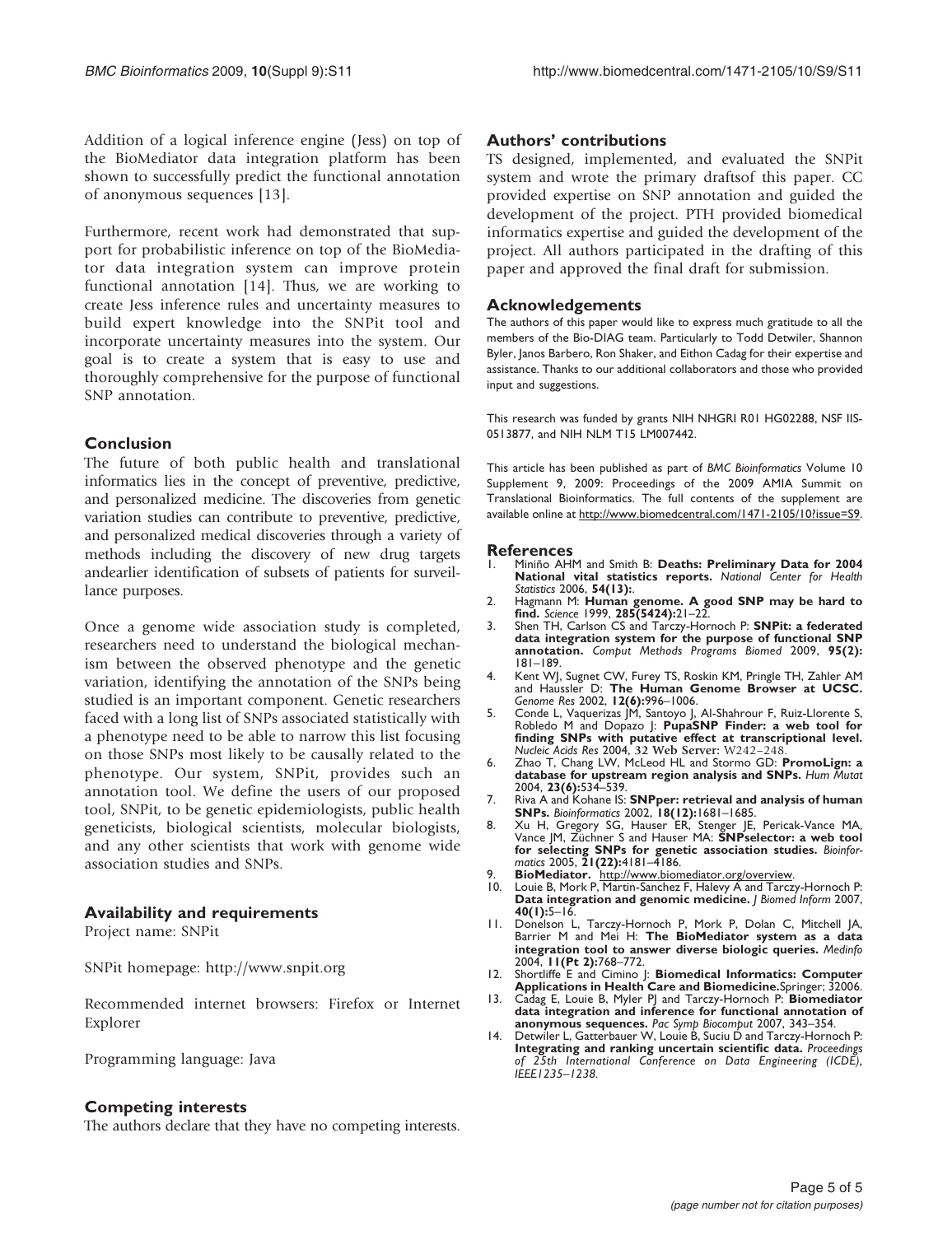Addition of a logical inference engine (Jess) on top of the BioMediator data integration platform has been shown to successfully predict the functional annotation of anonymous sequences [13].

Furthermore, recent work had demonstrated that support for probabilistic inference on top of the BioMediator data integration system can improve protein functional annotation [14]. Thus, we are working to create Jess inference rules and uncertainty measures to build expert knowledge into the SNPit tool and incorporate uncertainty measures into the system. Our goal is to create a system that is easy to use and thoroughly comprehensive for the purpose of functional SNP annotation.

## Conclusion

The future of both public health and translational informatics lies in the concept of preventive, predictive, and personalized medicine. The discoveries from genetic variation studies can contribute to preventive, predictive, and personalized medical discoveries through a variety of methods including the discovery of new drug targets andearlier identification of subsets of patients for surveillance purposes.

Once a genome wide association study is completed, researchers need to understand the biological mechanism between the observed phenotype and the genetic variation, identifying the annotation of the SNPs being studied is an important component. Genetic researchers faced with a long list of SNPs associated statistically with a phenotype need to be able to narrow this list focusing on those SNPs most likely to be causally related to the phenotype. Our system, SNPit, provides such an annotation tool. We define the users of our proposed tool, SNPit, to be genetic epidemiologists, public health geneticists, biological scientists, molecular biologists, and any other scientists that work with genome wide association studies and SNPs.

## Availability and requirements

Project name: SNPit

SNPit homepage: http://www.snpit.org

Recommended internet browsers: Firefox or Internet Explorer

Programming language: Java

## Competing interests

The authors declare that they have no competing interests.

## Authors' contributions

TS designed, implemented, and evaluated the SNPit system and wrote the primary draftsof this paper. CC provided expertise on SNP annotation and guided the development of the project. PTH provided biomedical informatics expertise and guided the development of the project. All authors participated in the drafting of this paper and approved the final draft for submission.

## Acknowledgements

The authors of this paper would like to express much gratitude to all the members of the Bio-DIAG team. Particularly to Todd Detwiler, Shannon Byler, Janos Barbero, Ron Shaker, and Eithon Cadag for their expertise and assistance. Thanks to our additional collaborators and those who provided input and suggestions.

This research was funded by grants NIH NHGRI R01 HG02288, NSF IIS-0513877, and NIH NLM T15 LM007442.

This article has been published as part of *BMC Bioinformatics* Volume 10 Supplement 9, 2009: Proceedings of the 2009 AMIA Summit on Translational Bioinformatics. The full contents of the supplement are available online at http://www.biomedcentral.com/1471-2105/10?issue=S9.

## References

1. Miniño AHM and Smith B: **Deaths: Preliminary Data for 2004 National vital statistics reports.** *National Center for Health Statistics* 2006, **54(13)**:.
2. Hagmann M: **Human genome. A good SNP may be hard to find.** *Science* 1999, **285(5424)**:21–22.
3. Shen TH, Carlson CS and Tarczy-Hornoch P: **SNPit: a federated data integration system for the purpose of functional SNP annotation.** *Comput Methods Programs Biomed* 2009, **95(2)**: 181–189.
4. Kent WJ, Sugnet CW, Furey TS, Roskin KM, Pringle TH, Zahler AM and Haussler D: **The Human Genome Browser at UCSC.** *Genome Res* 2002, **12(6)**:996–1006.
5. Conde L, Vaquerizas JM, Santoyo J, Al-Shahrour F, Ruiz-Llorente S, Robledo M and Dopazo J: **PupaSNP Finder: a web tool for finding SNPs with putative effect at transcriptional level.** *Nucleic Acids Res* 2004, 32 Web Server: W242–248.
6. Zhao T, Chang LW, McLeod HL and Stormo GD: **PromoLign: a database for upstream region analysis and SNPs.** *Hum Mutat* 2004, **23(6)**:534–539.
7. Riva A and Kohane IS: **SNPper: retrieval and analysis of human SNPs.** *Bioinformatics* 2002, **18(12)**:1681–1685.
8. Xu H, Gregory SG, Hauser ER, Stenger JE, Pericak-Vance MA, Vance JM, Züchner S and Hauser MA: **SNPselector: a web tool for selecting SNPs for genetic association studies.** *Bioinformatics* 2005, **21(22)**:4181–4186.
9. **BioMediator.** http://www.biomediator.org/overview.
10. Louie B, Mork P, Martin-Sanchez F, Halevy A and Tarczy-Hornoch P: **Data integration and genomic medicine.** *J Biomed Inform* 2007, **40(1)**:5–16.
11. Donelson L, Tarczy-Hornoch P, Mork P, Dolan C, Mitchell JA, Barrier M and Mei H: **The BioMediator system as a data integration tool to answer diverse biologic queries.** *Medinfo* 2004, **11(Pt 2)**:768–772.
12. Shortliffe E and Cimino J: **Biomedical Informatics: Computer Applications in Health Care and Biomedicine.**Springer; 32006.
13. Cadag E, Louie B, Myler PJ and Tarczy-Hornoch P: **Biomediator data integration and inference for functional annotation of anonymous sequences.** *Pac Symp Biocomput* 2007, 343–354.
14. Detwiler L, Gatterbauer W, Louie B, Suciu D and Tarczy-Hornoch P: **Integrating and ranking uncertain scientific data.** *Proceedings of 25th International Conference on Data Engineering (ICDE), IEEE*1235–1238.